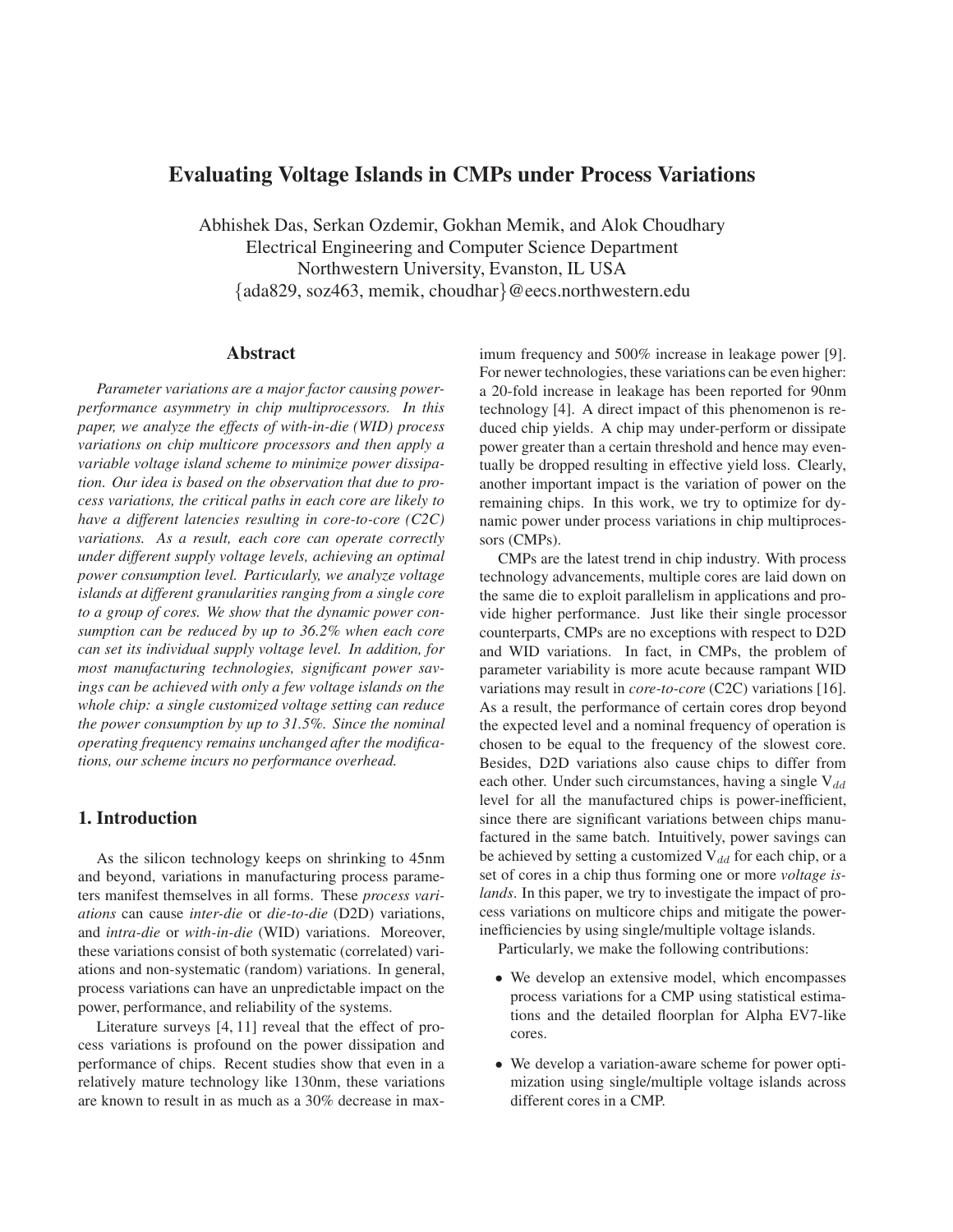# Evaluating Voltage Islands in CMPs under Process Variations

Abhishek Das, Serkan Ozdemir, Gokhan Memik, and Alok Choudhary
Electrical Engineering and Computer Science Department
Northwestern University, Evanston, IL USA
{ada829, soz463, memik, choudhar}@eecs.northwestern.edu

## Abstract

*Parameter variations are a major factor causing power-performance asymmetry in chip multiprocessors. In this paper, we analyze the effects of with-in-die (WID) process variations on chip multicore processors and then apply a variable voltage island scheme to minimize power dissipation. Our idea is based on the observation that due to process variations, the critical paths in each core are likely to have a different latencies resulting in core-to-core (C2C) variations. As a result, each core can operate correctly under different supply voltage levels, achieving an optimal power consumption level. Particularly, we analyze voltage islands at different granularities ranging from a single core to a group of cores. We show that the dynamic power consumption can be reduced by up to 36.2% when each core can set its individual supply voltage level. In addition, for most manufacturing technologies, significant power savings can be achieved with only a few voltage islands on the whole chip: a single customized voltage setting can reduce the power consumption by up to 31.5%. Since the nominal operating frequency remains unchanged after the modifications, our scheme incurs no performance overhead.*

## 1. Introduction

As the silicon technology keeps on shrinking to 45nm and beyond, variations in manufacturing process parameters manifest themselves in all forms. These *process variations* can cause *inter-die* or *die-to-die* (D2D) variations, and *intra-die* or *with-in-die* (WID) variations. Moreover, these variations consist of both systematic (correlated) variations and non-systematic (random) variations. In general, process variations can have an unpredictable impact on the power, performance, and reliability of the systems.

Literature surveys [4, 11] reveal that the effect of process variations is profound on the power dissipation and performance of chips. Recent studies show that even in a relatively mature technology like 130nm, these variations are known to result in as much as a 30% decrease in maximum frequency and 500% increase in leakage power [9]. For newer technologies, these variations can be even higher: a 20-fold increase in leakage has been reported for 90nm technology [4]. A direct impact of this phenomenon is reduced chip yields. A chip may under-perform or dissipate power greater than a certain threshold and hence may eventually be dropped resulting in effective yield loss. Clearly, another important impact is the variation of power on the remaining chips. In this work, we try to optimize for dynamic power under process variations in chip multiprocessors (CMPs).

CMPs are the latest trend in chip industry. With process technology advancements, multiple cores are laid down on the same die to exploit parallelism in applications and provide higher performance. Just like their single processor counterparts, CMPs are no exceptions with respect to D2D and WID variations. In fact, in CMPs, the problem of parameter variability is more acute because rampant WID variations may result in *core-to-core* (C2C) variations [16]. As a result, the performance of certain cores drop beyond the expected level and a nominal frequency of operation is chosen to be equal to the frequency of the slowest core. Besides, D2D variations also cause chips to differ from each other. Under such circumstances, having a single $V_{dd}$ level for all the manufactured chips is power-inefficient, since there are significant variations between chips manufactured in the same batch. Intuitively, power savings can be achieved by setting a customized $V_{dd}$ for each chip, or a set of cores in a chip thus forming one or more *voltage islands*. In this paper, we try to investigate the impact of process variations on multicore chips and mitigate the power-inefficiencies by using single/multiple voltage islands.

Particularly, we make the following contributions:

- We develop an extensive model, which encompasses process variations for a CMP using statistical estimations and the detailed floorplan for Alpha EV7-like cores.
- We develop a variation-aware scheme for power optimization using single/multiple voltage islands across different cores in a CMP.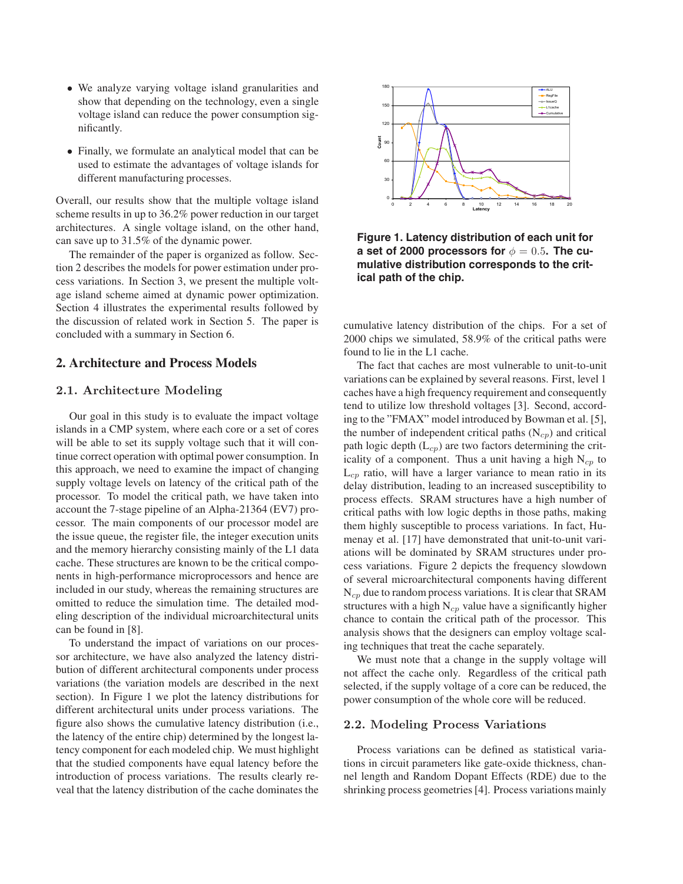- We analyze varying voltage island granularities and show that depending on the technology, even a single voltage island can reduce the power consumption significantly.

- Finally, we formulate an analytical model that can be used to estimate the advantages of voltage islands for different manufacturing processes.

Overall, our results show that the multiple voltage island scheme results in up to 36.2% power reduction in our target architectures. A single voltage island, on the other hand, can save up to 31.5% of the dynamic power.

The remainder of the paper is organized as follow. Section 2 describes the models for power estimation under process variations. In Section 3, we present the multiple voltage island scheme aimed at dynamic power optimization. Section 4 illustrates the experimental results followed by the discussion of related work in Section 5. The paper is concluded with a summary in Section 6.

## 2. Architecture and Process Models

### 2.1. Architecture Modeling

Our goal in this study is to evaluate the impact voltage islands in a CMP system, where each core or a set of cores will be able to set its supply voltage such that it will continue correct operation with optimal power consumption. In this approach, we need to examine the impact of changing supply voltage levels on latency of the critical path of the processor. To model the critical path, we have taken into account the 7-stage pipeline of an Alpha-21364 (EV7) processor. The main components of our processor model are the issue queue, the register file, the integer execution units and the memory hierarchy consisting mainly of the L1 data cache. These structures are known to be the critical components in high-performance microprocessors and hence are included in our study, whereas the remaining structures are omitted to reduce the simulation time. The detailed modeling description of the individual microarchitectural units can be found in [8].

To understand the impact of variations on our processor architecture, we have also analyzed the latency distribution of different architectural components under process variations (the variation models are described in the next section). In Figure 1 we plot the latency distributions for different architectural units under process variations. The figure also shows the cumulative latency distribution (i.e., the latency of the entire chip) determined by the longest latency component for each modeled chip. We must highlight that the studied components have equal latency before the introduction of process variations. The results clearly reveal that the latency distribution of the cache dominates the cumulative latency distribution of the chips. For a set of 2000 chips we simulated, 58.9% of the critical paths were found to lie in the L1 cache.

**Figure 1. Latency distribution of each unit for a set of 2000 processors for $\phi = 0.5$. The cumulative distribution corresponds to the critical path of the chip.**

The fact that caches are most vulnerable to unit-to-unit variations can be explained by several reasons. First, level 1 caches have a high frequency requirement and consequently tend to utilize low threshold voltages [3]. Second, according to the "FMAX" model introduced by Bowman et al. [5], the number of independent critical paths ($N_{cp}$) and critical path logic depth ($L_{cp}$) are two factors determining the criticality of a component. Thus a unit having a high $N_{cp}$ to $L_{cp}$ ratio, will have a larger variance to mean ratio in its delay distribution, leading to an increased susceptibility to process effects. SRAM structures have a high number of critical paths with low logic depths in those paths, making them highly susceptible to process variations. In fact, Humenay et al. [17] have demonstrated that unit-to-unit variations will be dominated by SRAM structures under process variations. Figure 2 depicts the frequency slowdown of several microarchitectural components having different $N_{cp}$ due to random process variations. It is clear that SRAM structures with a high $N_{cp}$ value have a significantly higher chance to contain the critical path of the processor. This analysis shows that the designers can employ voltage scaling techniques that treat the cache separately.

We must note that a change in the supply voltage will not affect the cache only. Regardless of the critical path selected, if the supply voltage of a core can be reduced, the power consumption of the whole core will be reduced.

### 2.2. Modeling Process Variations

Process variations can be defined as statistical variations in circuit parameters like gate-oxide thickness, channel length and Random Dopant Effects (RDE) due to the shrinking process geometries [4]. Process variations mainly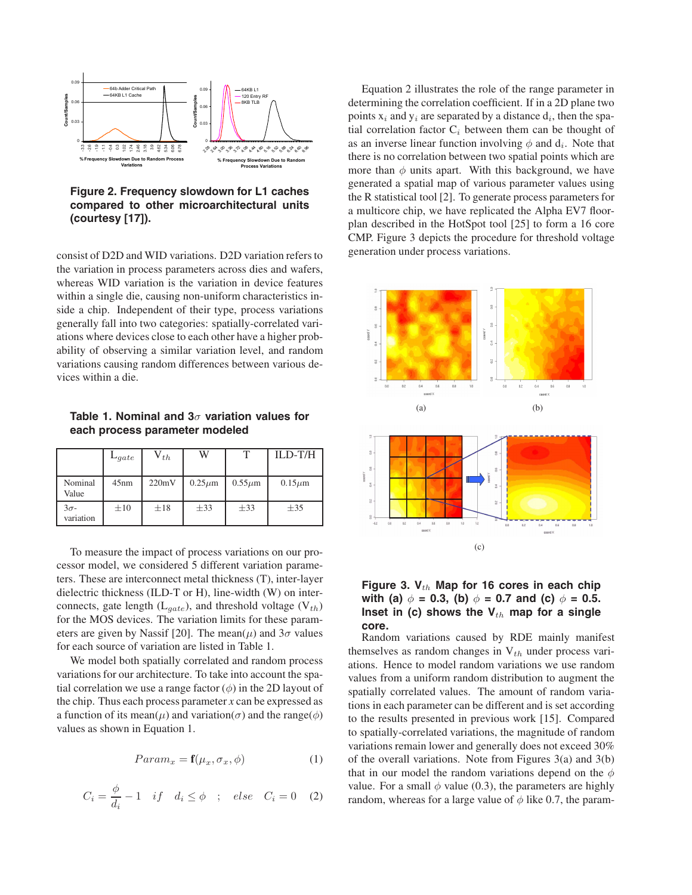**Figure 2. Frequency slowdown for L1 caches compared to other microarchitectural units (courtesy [17]).**

consist of D2D and WID variations. D2D variation refers to the variation in process parameters across dies and wafers, whereas WID variation is the variation in device features within a single die, causing non-uniform characteristics inside a chip. Independent of their type, process variations generally fall into two categories: spatially-correlated variations where devices close to each other have a higher probability of observing a similar variation level, and random variations causing random differences between various devices within a die.

**Table 1. Nominal and 3$\sigma$ variation values for each process parameter modeled**

| | $L_{gate}$ | $V_{th}$ | W | T | ILD-T/H |
|---|---|---|---|---|---|
| Nominal Value | 45nm | 220mV | 0.25$\mu$m | 0.55$\mu$m | 0.15$\mu$m |
| 3$\sigma$-variation | $\pm$10 | $\pm$18 | $\pm$33 | $\pm$33 | $\pm$35 |

To measure the impact of process variations on our processor model, we considered 5 different variation parameters. These are interconnect metal thickness (T), inter-layer dielectric thickness (ILD-T or H), line-width (W) on interconnects, gate length ($L_{gate}$), and threshold voltage ($V_{th}$) for the MOS devices. The variation limits for these parameters are given by Nassif [20]. The mean($\mu$) and 3$\sigma$ values for each source of variation are listed in Table 1.

We model both spatially correlated and random process variations for our architecture. To take into account the spatial correlation we use a range factor ($\phi$) in the 2D layout of the chip. Thus each process parameter $x$ can be expressed as a function of its mean($\mu$) and variation($\sigma$) and the range($\phi$) values as shown in Equation 1.

$$Param_x = \mathbf{f}(\mu_x, \sigma_x, \phi) \quad (1)$$

$$C_i = \frac{\phi}{d_i} - 1 \quad if \quad d_i \leq \phi \quad ; \quad else \quad C_i = 0 \quad (2)$$

Equation 2 illustrates the role of the range parameter in determining the correlation coefficient. If in a 2D plane two points $x_i$ and $y_i$ are separated by a distance $d_i$, then the spatial correlation factor $C_i$ between them can be thought of as an inverse linear function involving $\phi$ and $d_i$. Note that there is no correlation between two spatial points which are more than $\phi$ units apart. With this background, we have generated a spatial map of various parameter values using the R statistical tool [2]. To generate process parameters for a multicore chip, we have replicated the Alpha EV7 floorplan described in the HotSpot tool [25] to form a 16 core CMP. Figure 3 depicts the procedure for threshold voltage generation under process variations.

**Figure 3. $V_{th}$ Map for 16 cores in each chip with (a) $\phi$ = 0.3, (b) $\phi$ = 0.7 and (c) $\phi$ = 0.5. Inset in (c) shows the $V_{th}$ map for a single core.**

Random variations caused by RDE mainly manifest themselves as random changes in $V_{th}$ under process variations. Hence to model random variations we use random values from a uniform random distribution to augment the spatially correlated values. The amount of random variations in each parameter can be different and is set according to the results presented in previous work [15]. Compared to spatially-correlated variations, the magnitude of random variations remain lower and generally does not exceed 30% of the overall variations. Note from Figures 3(a) and 3(b) that in our model the random variations depend on the $\phi$ value. For a small $\phi$ value (0.3), the parameters are highly random, whereas for a large value of $\phi$ like 0.7, the param-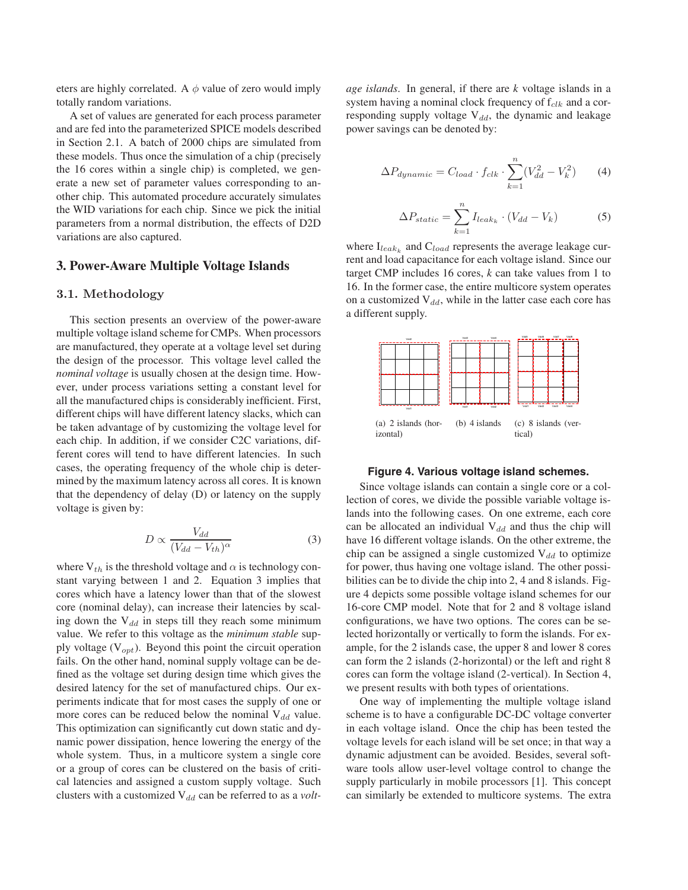eters are highly correlated. A $\phi$ value of zero would imply totally random variations.

A set of values are generated for each process parameter and are fed into the parameterized SPICE models described in Section 2.1. A batch of 2000 chips are simulated from these models. Thus once the simulation of a chip (precisely the 16 cores within a single chip) is completed, we generate a new set of parameter values corresponding to another chip. This automated procedure accurately simulates the WID variations for each chip. Since we pick the initial parameters from a normal distribution, the effects of D2D variations are also captured.

## 3. Power-Aware Multiple Voltage Islands

### 3.1. Methodology

This section presents an overview of the power-aware multiple voltage island scheme for CMPs. When processors are manufactured, they operate at a voltage level set during the design of the processor. This voltage level called the *nominal voltage* is usually chosen at the design time. However, under process variations setting a constant level for all the manufactured chips is considerably inefficient. First, different chips will have different latency slacks, which can be taken advantage of by customizing the voltage level for each chip. In addition, if we consider C2C variations, different cores will tend to have different latencies. In such cases, the operating frequency of the whole chip is determined by the maximum latency across all cores. It is known that the dependency of delay (D) or latency on the supply voltage is given by:

$$D \propto \frac{V_{dd}}{(V_{dd} - V_{th})^{\alpha}} \tag{3}$$

where $V_{th}$ is the threshold voltage and $\alpha$ is technology constant varying between 1 and 2. Equation 3 implies that cores which have a latency lower than that of the slowest core (nominal delay), can increase their latencies by scaling down the $V_{dd}$ in steps till they reach some minimum value. We refer to this voltage as the *minimum stable* supply voltage ($V_{opt}$). Beyond this point the circuit operation fails. On the other hand, nominal supply voltage can be defined as the voltage set during design time which gives the desired latency for the set of manufactured chips. Our experiments indicate that for most cases the supply of one or more cores can be reduced below the nominal $V_{dd}$ value. This optimization can significantly cut down static and dynamic power dissipation, hence lowering the energy of the whole system. Thus, in a multicore system a single core or a group of cores can be clustered on the basis of critical latencies and assigned a custom supply voltage. Such clusters with a customized $V_{dd}$ can be referred to as a *voltage islands*. In general, if there are *k* voltage islands in a system having a nominal clock frequency of $f_{clk}$ and a corresponding supply voltage $V_{dd}$, the dynamic and leakage power savings can be denoted by:

$$\Delta P_{dynamic} = C_{load} \cdot f_{clk} \cdot \sum_{k=1}^{n} (V_{dd}^2 - V_k^2) \tag{4}$$

$$\Delta P_{static} = \sum_{k=1}^{n} I_{leak_k} \cdot (V_{dd} - V_k) \tag{5}$$

where $I_{leak_k}$ and $C_{load}$ represents the average leakage current and load capacitance for each voltage island. Since our target CMP includes 16 cores, *k* can take values from 1 to 16. In the former case, the entire multicore system operates on a customized $V_{dd}$, while in the latter case each core has a different supply.

(a) 2 islands (horizontal) (b) 4 islands (c) 8 islands (vertical)

**Figure 4. Various voltage island schemes.**

Since voltage islands can contain a single core or a collection of cores, we divide the possible variable voltage islands into the following cases. On one extreme, each core can be allocated an individual $V_{dd}$ and thus the chip will have 16 different voltage islands. On the other extreme, the chip can be assigned a single customized $V_{dd}$ to optimize for power, thus having one voltage island. The other possibilities can be to divide the chip into 2, 4 and 8 islands. Figure 4 depicts some possible voltage island schemes for our 16-core CMP model. Note that for 2 and 8 voltage island configurations, we have two options. The cores can be selected horizontally or vertically to form the islands. For example, for the 2 islands case, the upper 8 and lower 8 cores can form the 2 islands (2-horizontal) or the left and right 8 cores can form the voltage island (2-vertical). In Section 4, we present results with both types of orientations.

One way of implementing the multiple voltage island scheme is to have a configurable DC-DC voltage converter in each voltage island. Once the chip has been tested the voltage levels for each island will be set once; in that way a dynamic adjustment can be avoided. Besides, several software tools allow user-level voltage control to change the supply particularly in mobile processors [1]. This concept can similarly be extended to multicore systems. The extra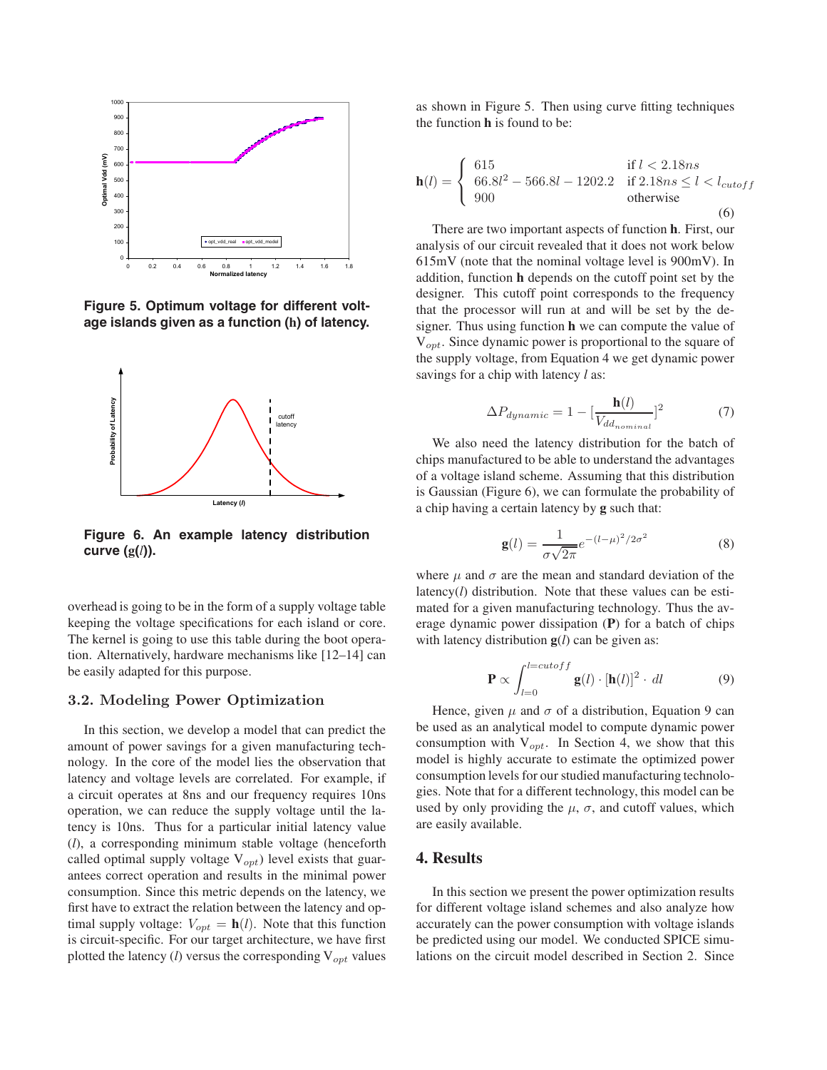**Figure 5. Optimum voltage for different voltage islands given as a function (h) of latency.**

**Figure 6. An example latency distribution curve (g(*l*)).**

overhead is going to be in the form of a supply voltage table keeping the voltage specifications for each island or core. The kernel is going to use this table during the boot operation. Alternatively, hardware mechanisms like [12–14] can be easily adapted for this purpose.

### 3.2. Modeling Power Optimization

In this section, we develop a model that can predict the amount of power savings for a given manufacturing technology. In the core of the model lies the observation that latency and voltage levels are correlated. For example, if a circuit operates at 8ns and our frequency requires 10ns operation, we can reduce the supply voltage until the latency is 10ns. Thus for a particular initial latency value (*l*), a corresponding minimum stable voltage (henceforth called optimal supply voltage $V_{opt}$) level exists that guarantees correct operation and results in the minimal power consumption. Since this metric depends on the latency, we first have to extract the relation between the latency and optimal supply voltage: $V_{opt} = \mathbf{h}(l)$. Note that this function is circuit-specific. For our target architecture, we have first plotted the latency (*l*) versus the corresponding $V_{opt}$ values as shown in Figure 5. Then using curve fitting techniques the function **h** is found to be:

$$\mathbf{h}(l) = \begin{cases} 615 & \text{if } l < 2.18ns \\ 66.8l^2 - 566.8l - 1202.2 & \text{if } 2.18ns \leq l < l_{cutoff} \\ 900 & \text{otherwise} \end{cases} \tag{6}$$

There are two important aspects of function **h**. First, our analysis of our circuit revealed that it does not work below 615mV (note that the nominal voltage level is 900mV). In addition, function **h** depends on the cutoff point set by the designer. This cutoff point corresponds to the frequency that the processor will run at and will be set by the designer. Thus using function **h** we can compute the value of $V_{opt}$. Since dynamic power is proportional to the square of the supply voltage, from Equation 4 we get dynamic power savings for a chip with latency *l* as:

$$\Delta P_{dynamic} = 1 - [\frac{\mathbf{h}(l)}{V_{dd_{nominal}}}]^2 \tag{7}$$

We also need the latency distribution for the batch of chips manufactured to be able to understand the advantages of a voltage island scheme. Assuming that this distribution is Gaussian (Figure 6), we can formulate the probability of a chip having a certain latency by **g** such that:

$$\mathbf{g}(l) = \frac{1}{\sigma\sqrt{2\pi}} e^{-(l-\mu)^2/2\sigma^2} \tag{8}$$

where $\mu$ and $\sigma$ are the mean and standard deviation of the latency(*l*) distribution. Note that these values can be estimated for a given manufacturing technology. Thus the average dynamic power dissipation (**P**) for a batch of chips with latency distribution $\mathbf{g}(l)$ can be given as:

$$\mathbf{P} \propto \int_{l=0}^{l=cutoff} \mathbf{g}(l) \cdot [\mathbf{h}(l)]^2 \cdot dl \tag{9}$$

Hence, given $\mu$ and $\sigma$ of a distribution, Equation 9 can be used as an analytical model to compute dynamic power consumption with $V_{opt}$. In Section 4, we show that this model is highly accurate to estimate the optimized power consumption levels for our studied manufacturing technologies. Note that for a different technology, this model can be used by only providing the $\mu$, $\sigma$, and cutoff values, which are easily available.

## 4. Results

In this section we present the power optimization results for different voltage island schemes and also analyze how accurately can the power consumption with voltage islands be predicted using our model. We conducted SPICE simulations on the circuit model described in Section 2. Since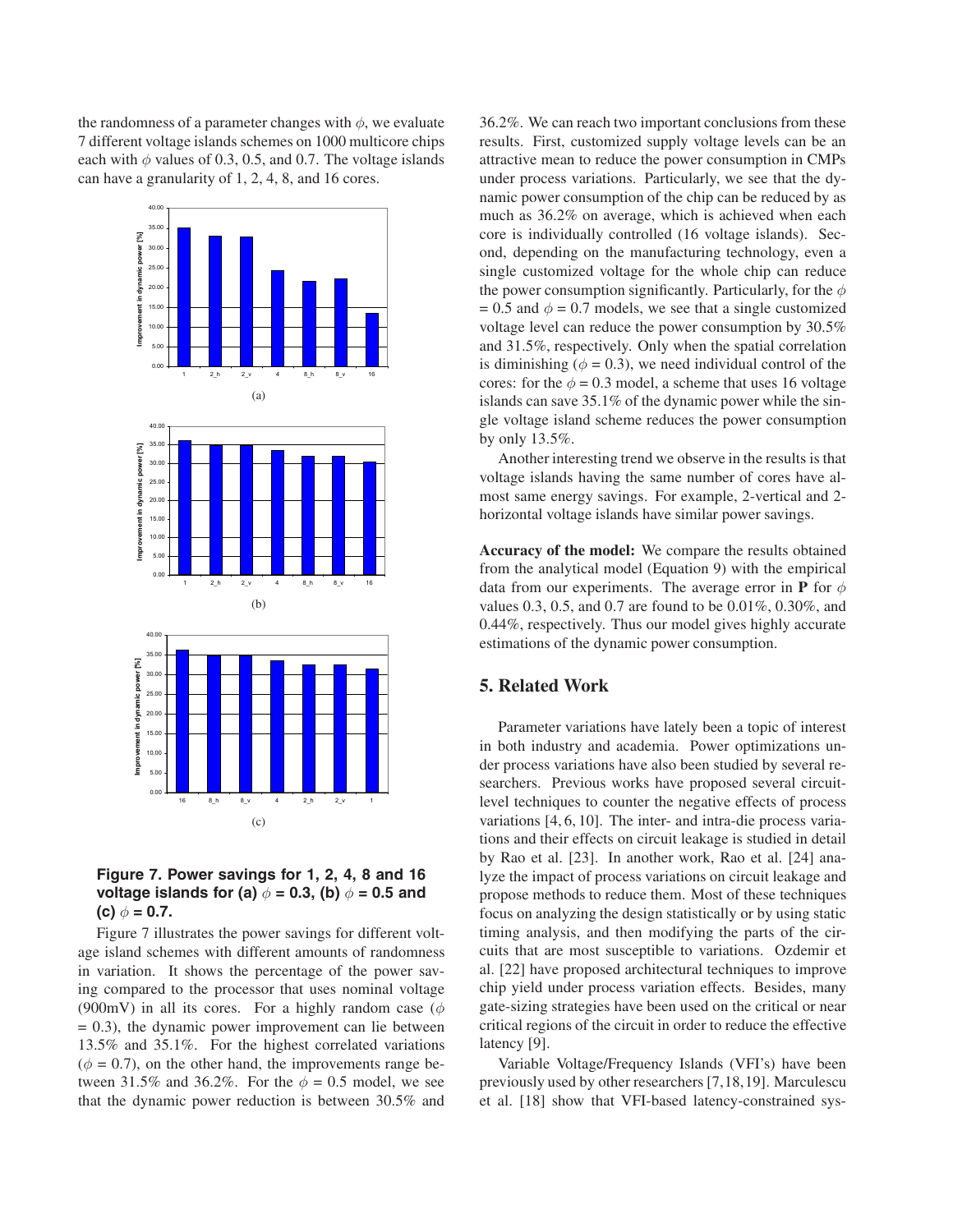the randomness of a parameter changes with $\phi$, we evaluate 7 different voltage islands schemes on 1000 multicore chips each with $\phi$ values of 0.3, 0.5, and 0.7. The voltage islands can have a granularity of 1, 2, 4, 8, and 16 cores.

**Figure 7. Power savings for 1, 2, 4, 8 and 16 voltage islands for (a) $\phi$ = 0.3, (b) $\phi$ = 0.5 and (c) $\phi$ = 0.7.**

Figure 7 illustrates the power savings for different voltage island schemes with different amounts of randomness in variation. It shows the percentage of the power saving compared to the processor that uses nominal voltage (900mV) in all its cores. For a highly random case ($\phi$ = 0.3), the dynamic power improvement can lie between 13.5% and 35.1%. For the highest correlated variations ($\phi$ = 0.7), on the other hand, the improvements range between 31.5% and 36.2%. For the $\phi$ = 0.5 model, we see that the dynamic power reduction is between 30.5% and 36.2%. We can reach two important conclusions from these results. First, customized supply voltage levels can be an attractive mean to reduce the power consumption in CMPs under process variations. Particularly, we see that the dynamic power consumption of the chip can be reduced by as much as 36.2% on average, which is achieved when each core is individually controlled (16 voltage islands). Second, depending on the manufacturing technology, even a single customized voltage for the whole chip can reduce the power consumption significantly. Particularly, for the $\phi$ = 0.5 and $\phi$ = 0.7 models, we see that a single customized voltage level can reduce the power consumption by 30.5% and 31.5%, respectively. Only when the spatial correlation is diminishing ($\phi$ = 0.3), we need individual control of the cores: for the $\phi$ = 0.3 model, a scheme that uses 16 voltage islands can save 35.1% of the dynamic power while the single voltage island scheme reduces the power consumption by only 13.5%.

Another interesting trend we observe in the results is that voltage islands having the same number of cores have almost same energy savings. For example, 2-vertical and 2-horizontal voltage islands have similar power savings.

**Accuracy of the model:** We compare the results obtained from the analytical model (Equation 9) with the empirical data from our experiments. The average error in **P** for $\phi$ values 0.3, 0.5, and 0.7 are found to be 0.01%, 0.30%, and 0.44%, respectively. Thus our model gives highly accurate estimations of the dynamic power consumption.

## 5. Related Work

Parameter variations have lately been a topic of interest in both industry and academia. Power optimizations under process variations have also been studied by several researchers. Previous works have proposed several circuit-level techniques to counter the negative effects of process variations [4, 6, 10]. The inter- and intra-die process variations and their effects on circuit leakage is studied in detail by Rao et al. [23]. In another work, Rao et al. [24] analyze the impact of process variations on circuit leakage and propose methods to reduce them. Most of these techniques focus on analyzing the design statistically or by using static timing analysis, and then modifying the parts of the circuits that are most susceptible to variations. Ozdemir et al. [22] have proposed architectural techniques to improve chip yield under process variation effects. Besides, many gate-sizing strategies have been used on the critical or near critical regions of the circuit in order to reduce the effective latency [9].

Variable Voltage/Frequency Islands (VFI's) have been previously used by other researchers [7,18,19]. Marculescu et al. [18] show that VFI-based latency-constrained sys-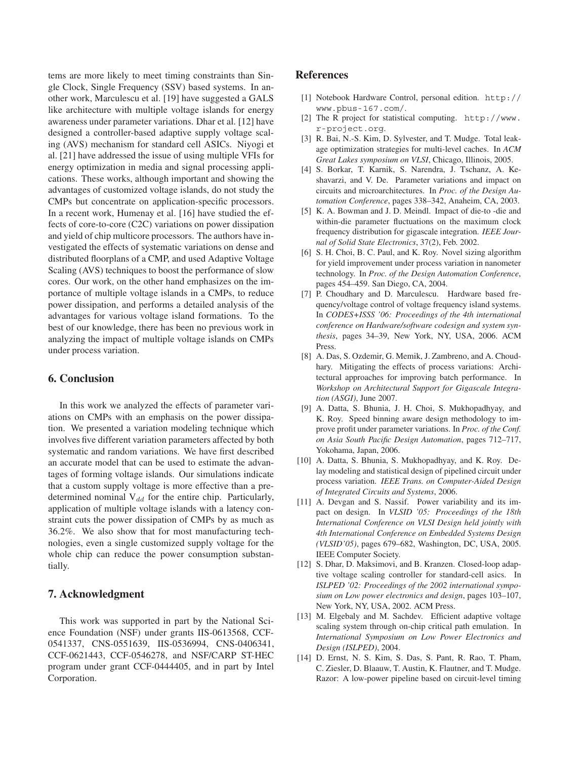tems are more likely to meet timing constraints than Single Clock, Single Frequency (SSV) based systems. In another work, Marculescu et al. [19] have suggested a GALS like architecture with multiple voltage islands for energy awareness under parameter variations. Dhar et al. [12] have designed a controller-based adaptive supply voltage scaling (AVS) mechanism for standard cell ASICs. Niyogi et al. [21] have addressed the issue of using multiple VFIs for energy optimization in media and signal processing applications. These works, although important and showing the advantages of customized voltage islands, do not study the CMPs but concentrate on application-specific processors. In a recent work, Humenay et al. [16] have studied the effects of core-to-core (C2C) variations on power dissipation and yield of chip multicore processors. The authors have investigated the effects of systematic variations on dense and distributed floorplans of a CMP, and used Adaptive Voltage Scaling (AVS) techniques to boost the performance of slow cores. Our work, on the other hand emphasizes on the importance of multiple voltage islands in a CMPs, to reduce power dissipation, and performs a detailed analysis of the advantages for various voltage island formations. To the best of our knowledge, there has been no previous work in analyzing the impact of multiple voltage islands on CMPs under process variation.

## 6. Conclusion

In this work we analyzed the effects of parameter variations on CMPs with an emphasis on the power dissipation. We presented a variation modeling technique which involves five different variation parameters affected by both systematic and random variations. We have first described an accurate model that can be used to estimate the advantages of forming voltage islands. Our simulations indicate that a custom supply voltage is more effective than a predetermined nominal $V_{dd}$ for the entire chip. Particularly, application of multiple voltage islands with a latency constraint cuts the power dissipation of CMPs by as much as 36.2%. We also show that for most manufacturing technologies, even a single customized supply voltage for the whole chip can reduce the power consumption substantially.

## 7. Acknowledgment

This work was supported in part by the National Science Foundation (NSF) under grants IIS-0613568, CCF-0541337, CNS-0551639, IIS-0536994, CNS-0406341, CCF-0621443, CCF-0546278, and NSF/CARP ST-HEC program under grant CCF-0444405, and in part by Intel Corporation.

## References

[1] Notebook Hardware Control, personal edition. `http://www.pbus-167.com/`.

[2] The R project for statistical computing. `http://www.r-project.org`.

[3] R. Bai, N.-S. Kim, D. Sylvester, and T. Mudge. Total leakage optimization strategies for multi-level caches. In *ACM Great Lakes symposium on VLSI*, Chicago, Illinois, 2005.

[4] S. Borkar, T. Karnik, S. Narendra, J. Tschanz, A. Keshavarzi, and V. De. Parameter variations and impact on circuits and microarchitectures. In *Proc. of the Design Automation Conference*, pages 338–342, Anaheim, CA, 2003.

[5] K. A. Bowman and J. D. Meindl. Impact of die-to -die and within-die parameter fluctuations on the maximum clock frequency distribution for gigascale integration. *IEEE Journal of Solid State Electronics*, 37(2), Feb. 2002.

[6] S. H. Choi, B. C. Paul, and K. Roy. Novel sizing algorithm for yield improvement under process variation in nanometer technology. In *Proc. of the Design Automation Conference*, pages 454–459. San Diego, CA, 2004.

[7] P. Choudhary and D. Marculescu. Hardware based frequency/voltage control of voltage frequency island systems. In *CODES+ISSS '06: Proceedings of the 4th international conference on Hardware/software codesign and system synthesis*, pages 34–39, New York, NY, USA, 2006. ACM Press.

[8] A. Das, S. Ozdemir, G. Memik, J. Zambreno, and A. Choudhary. Mitigating the effects of process variations: Architectural approaches for improving batch performance. In *Workshop on Architectural Support for Gigascale Integration (ASGI)*, June 2007.

[9] A. Datta, S. Bhunia, J. H. Choi, S. Mukhopadhyay, and K. Roy. Speed binning aware design methodology to improve profit under parameter variations. In *Proc. of the Conf. on Asia South Pacific Design Automation*, pages 712–717, Yokohama, Japan, 2006.

[10] A. Datta, S. Bhunia, S. Mukhopadhyay, and K. Roy. Delay modeling and statistical design of pipelined circuit under process variation. *IEEE Trans. on Computer-Aided Design of Integrated Circuits and Systems*, 2006.

[11] A. Devgan and S. Nassif. Power variability and its impact on design. In *VLSID '05: Proceedings of the 18th International Conference on VLSI Design held jointly with 4th International Conference on Embedded Systems Design (VLSID'05)*, pages 679–682, Washington, DC, USA, 2005. IEEE Computer Society.

[12] S. Dhar, D. Maksimovi, and B. Kranzen. Closed-loop adaptive voltage scaling controller for standard-cell asics. In *ISLPED '02: Proceedings of the 2002 international symposium on Low power electronics and design*, pages 103–107, New York, NY, USA, 2002. ACM Press.

[13] M. Elgebaly and M. Sachdev. Efficient adaptive voltage scaling system through on-chip critical path emulation. In *International Symposium on Low Power Electronics and Design (ISLPED)*, 2004.

[14] D. Ernst, N. S. Kim, S. Das, S. Pant, R. Rao, T. Pham, C. Ziesler, D. Blaauw, T. Austin, K. Flautner, and T. Mudge. Razor: A low-power pipeline based on circuit-level timing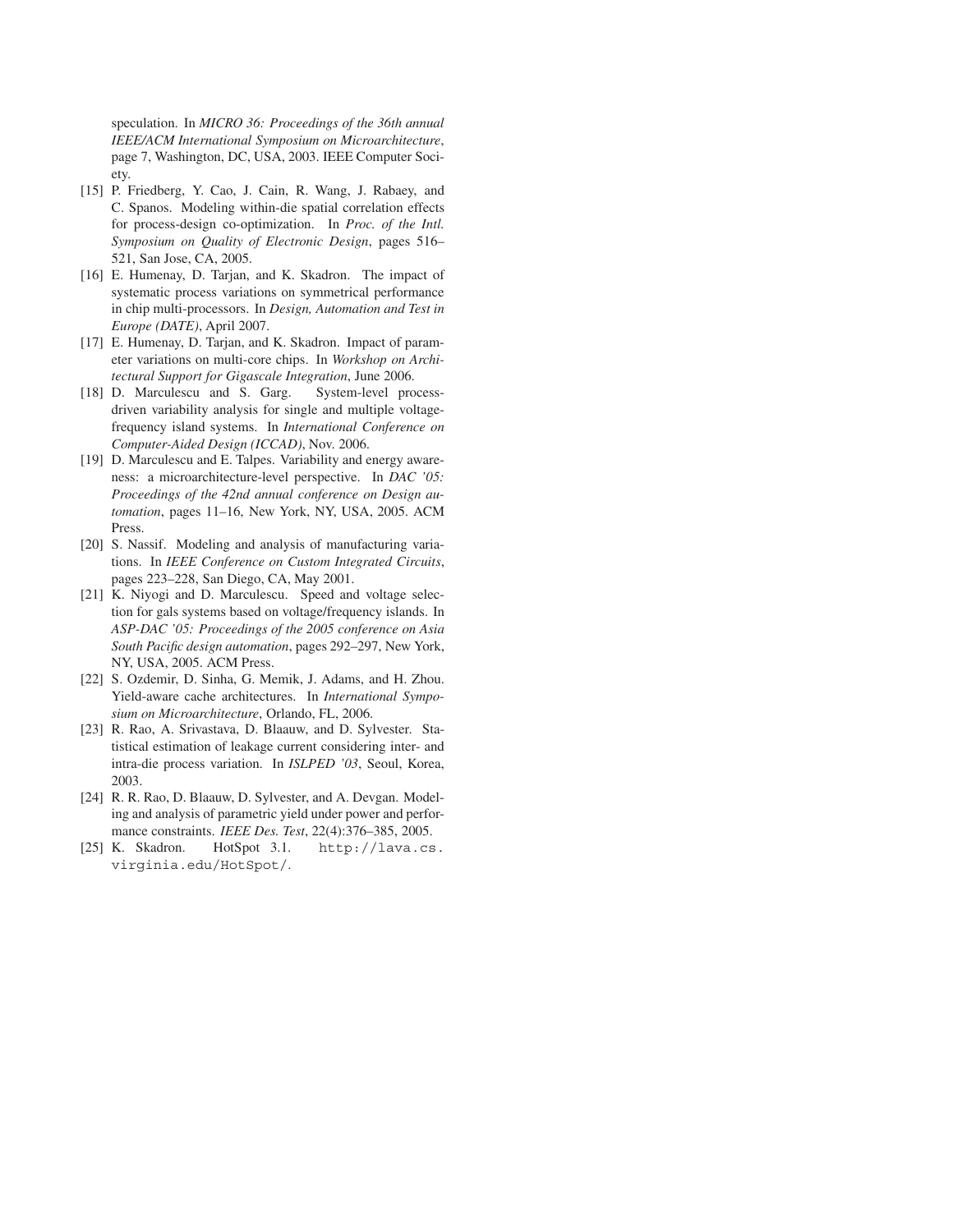speculation. In *MICRO 36: Proceedings of the 36th annual IEEE/ACM International Symposium on Microarchitecture*, page 7, Washington, DC, USA, 2003. IEEE Computer Society.

[15] P. Friedberg, Y. Cao, J. Cain, R. Wang, J. Rabaey, and C. Spanos. Modeling within-die spatial correlation effects for process-design co-optimization. In *Proc. of the Intl. Symposium on Quality of Electronic Design*, pages 516–521, San Jose, CA, 2005.

[16] E. Humenay, D. Tarjan, and K. Skadron. The impact of systematic process variations on symmetrical performance in chip multi-processors. In *Design, Automation and Test in Europe (DATE)*, April 2007.

[17] E. Humenay, D. Tarjan, and K. Skadron. Impact of parameter variations on multi-core chips. In *Workshop on Architectural Support for Gigascale Integration*, June 2006.

[18] D. Marculescu and S. Garg. System-level process-driven variability analysis for single and multiple voltage-frequency island systems. In *International Conference on Computer-Aided Design (ICCAD)*, Nov. 2006.

[19] D. Marculescu and E. Talpes. Variability and energy awareness: a microarchitecture-level perspective. In *DAC '05: Proceedings of the 42nd annual conference on Design automation*, pages 11–16, New York, NY, USA, 2005. ACM Press.

[20] S. Nassif. Modeling and analysis of manufacturing variations. In *IEEE Conference on Custom Integrated Circuits*, pages 223–228, San Diego, CA, May 2001.

[21] K. Niyogi and D. Marculescu. Speed and voltage selection for gals systems based on voltage/frequency islands. In *ASP-DAC '05: Proceedings of the 2005 conference on Asia South Pacific design automation*, pages 292–297, New York, NY, USA, 2005. ACM Press.

[22] S. Ozdemir, D. Sinha, G. Memik, J. Adams, and H. Zhou. Yield-aware cache architectures. In *International Symposium on Microarchitecture*, Orlando, FL, 2006.

[23] R. Rao, A. Srivastava, D. Blaauw, and D. Sylvester. Statistical estimation of leakage current considering inter- and intra-die process variation. In *ISLPED '03*, Seoul, Korea, 2003.

[24] R. R. Rao, D. Blaauw, D. Sylvester, and A. Devgan. Modeling and analysis of parametric yield under power and performance constraints. *IEEE Des. Test*, 22(4):376–385, 2005.

[25] K. Skadron. HotSpot 3.1. `http://lava.cs.virginia.edu/HotSpot/`.